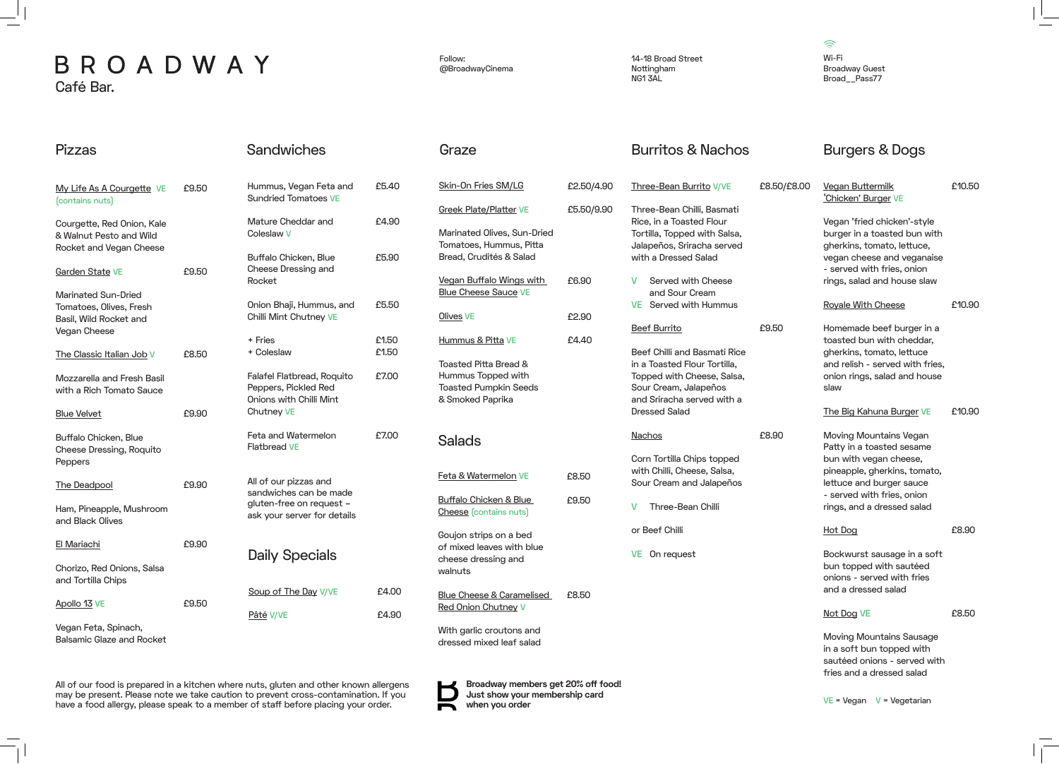# BROADWAY

Café Bar.

Follow:
@BroadwayCinema

14-18 Broad Street
Nottingham
NG1 3AL

Wi-Fi
Broadway Guest
Broad__Pass77

## Pizzas

**My Life As A Courgette** VE (contains nuts) — £9.50

Courgette, Red Onion, Kale & Walnut Pesto and Wild Rocket and Vegan Cheese

**Garden State** VE — £9.50

Marinated Sun-Dried Tomatoes, Olives, Fresh Basil, Wild Rocket and Vegan Cheese

**The Classic Italian Job** V — £8.50

Mozzarella and Fresh Basil with a Rich Tomato Sauce

**Blue Velvet** — £9.90

Buffalo Chicken, Blue Cheese Dressing, Roquito Peppers

**The Deadpool** — £9.90

Ham, Pineapple, Mushroom and Black Olives

**El Mariachi** — £9.90

Chorizo, Red Onions, Salsa and Tortilla Chips

**Apollo 13** VE — £9.50

Vegan Feta, Spinach, Balsamic Glaze and Rocket

## Sandwiches

| Item | Price |
|---|---|
| Hummus, Vegan Feta and Sundried Tomatoes VE | £5.40 |
| Mature Cheddar and Coleslaw V | £4.90 |
| Buffalo Chicken, Blue Cheese Dressing and Rocket | £5.90 |
| Onion Bhaji, Hummus, and Chilli Mint Chutney VE | £5.50 |
| + Fries | £1.50 |
| + Coleslaw | £1.50 |
| Falafel Flatbread, Roquito Peppers, Pickled Red Onions with Chilli Mint Chutney VE | £7.00 |
| Feta and Watermelon Flatbread VE | £7.00 |

All of our pizzas and sandwiches can be made gluten-free on request – ask your server for details

## Daily Specials

| Item | Price |
|---|---|
| Soup of The Day V/VE | £4.00 |
| Pâté V/VE | £4.90 |

## Graze

**Skin-On Fries SM/LG** — £2.50/4.90

**Greek Plate/Platter** VE — £5.50/9.90

Marinated Olives, Sun-Dried Tomatoes, Hummus, Pitta Bread, Crudités & Salad

**Vegan Buffalo Wings with Blue Cheese Sauce** VE — £6.90

**Olives** VE — £2.90

**Hummus & Pitta** VE — £4.40

Toasted Pitta Bread & Hummus Topped with Toasted Pumpkin Seeds & Smoked Paprika

## Salads

**Feta & Watermelon** VE — £8.50

**Buffalo Chicken & Blue Cheese** (contains nuts) — £9.50

Goujon strips on a bed of mixed leaves with blue cheese dressing and walnuts

**Blue Cheese & Caramelised Red Onion Chutney** V — £8.50

With garlic croutons and dressed mixed leaf salad

## Burritos & Nachos

**Three-Bean Burrito** V/VE — £8.50/£8.00

Three-Bean Chilli, Basmati Rice, in a Toasted Flour Tortilla, Topped with Salsa, Jalapeños, Sriracha served with a Dressed Salad

- V Served with Cheese and Sour Cream
- VE Served with Hummus

**Beef Burrito** — £9.50

Beef Chilli and Basmati Rice in a Toasted Flour Tortilla, Topped with Cheese, Salsa, Sour Cream, Jalapeños and Sriracha served with a Dressed Salad

**Nachos** — £8.90

Corn Tortilla Chips topped with Chilli, Cheese, Salsa, Sour Cream and Jalapeños

- V Three-Bean Chilli

or Beef Chilli

- VE On request

## Burgers & Dogs

**Vegan Buttermilk 'Chicken' Burger** VE — £10.50

Vegan 'fried chicken'-style burger in a toasted bun with gherkins, tomato, lettuce, vegan cheese and veganaise - served with fries, onion rings, salad and house slaw

**Royale With Cheese** — £10.90

Homemade beef burger in a toasted bun with cheddar, gherkins, tomato, lettuce and relish - served with fries, onion rings, salad and house slaw

**The Big Kahuna Burger** VE — £10.90

Moving Mountains Vegan Patty in a toasted sesame bun with vegan cheese, pineapple, gherkins, tomato, lettuce and burger sauce - served with fries, onion rings, and a dressed salad

**Hot Dog** — £8.90

Bockwurst sausage in a soft bun topped with sautéed onions - served with fries and a dressed salad

**Not Dog** VE — £8.50

Moving Mountains Sausage in a soft bun topped with sautéed onions - served with fries and a dressed salad

VE = Vegan V = Vegetarian

All of our food is prepared in a kitchen where nuts, gluten and other known allergens may be present. Please note we take caution to prevent cross-contamination. If you have a food allergy, please speak to a member of staff before placing your order.

**Broadway members get 20% off food! Just show your membership card when you order**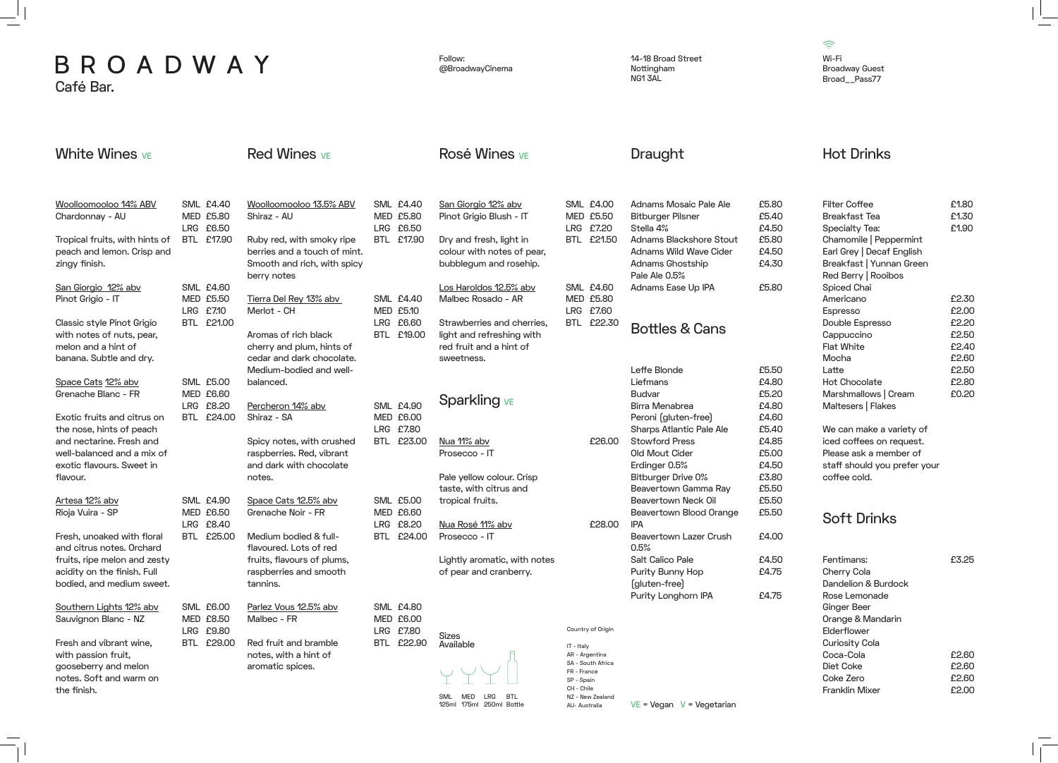# BROADWAY

Café Bar.

Follow:
@BroadwayCinema

14-18 Broad Street
Nottingham
NG1 3AL

Wi-Fi
Broadway Guest
Broad__Pass77

## White Wines VE

**Woolloomooloo 14% ABV**
Chardonnay - AU

SML £4.40 | MED £5.80 | LRG £6.50 | BTL £17.90

Tropical fruits, with hints of peach and lemon. Crisp and zingy finish.

**San Giorgio 12% abv**
Pinot Grigio - IT

SML £4.60 | MED £5.50 | LRG £7.10 | BTL £21.00

Classic style Pinot Grigio with notes of nuts, pear, melon and a hint of banana. Subtle and dry.

**Space Cats 12% abv**
Grenache Blanc - FR

SML £5.00 | MED £6.60 | LRG £8.20 | BTL £24.00

Exotic fruits and citrus on the nose, hints of peach and nectarine. Fresh and well-balanced and a mix of exotic flavours. Sweet in flavour.

**Artesa 12% abv**
Rioja Vuira - SP

SML £4.90 | MED £6.50 | LRG £8.40 | BTL £25.00

Fresh, unoaked with floral and citrus notes. Orchard fruits, ripe melon and zesty acidity on the finish. Full bodied, and medium sweet.

**Southern Lights 12% abv**
Sauvignon Blanc - NZ

SML £6.00 | MED £8.50 | LRG £9.80 | BTL £29.00

Fresh and vibrant wine, with passion fruit, gooseberry and melon notes. Soft and warm on the finish.

## Red Wines VE

**Woolloomooloo 13.5% ABV**
Shiraz - AU

SML £4.40 | MED £5.80 | LRG £6.50 | BTL £17.90

Ruby red, with smoky ripe berries and a touch of mint. Smooth and rich, with spicy berry notes

**Tierra Del Rey 13% abv**
Merlot - CH

SML £4.40 | MED £5.10 | LRG £6.60 | BTL £19.00

Aromas of rich black cherry and plum, hints of cedar and dark chocolate. Medium-bodied and well-balanced.

**Percheron 14% abv**
Shiraz - SA

SML £4.90 | MED £6.00 | LRG £7.80 | BTL £23.00

Spicy notes, with crushed raspberries. Red, vibrant and dark with chocolate notes.

**Space Cats 12.5% abv**
Grenache Noir - FR

SML £5.00 | MED £6.60 | LRG £8.20 | BTL £24.00

Medium bodied & full-flavoured. Lots of red fruits, flavours of plums, raspberries and smooth tannins.

**Parlez Vous 12.5% abv**
Malbec - FR

SML £4.80 | MED £6.00 | LRG £7.80 | BTL £22.90

Red fruit and bramble notes, with a hint of aromatic spices.

## Rosé Wines VE

**San Giorgio 12% abv**
Pinot Grigio Blush - IT

SML £4.00 | MED £5.50 | LRG £7.20 | BTL £21.50

Dry and fresh, light in colour with notes of pear, bubblegum and rosehip.

**Los Haroldos 12.5% abv**
Malbec Rosado - AR

SML £4.60 | MED £5.80 | LRG £7.60 | BTL £22.30

Strawberries and cherries, light and refreshing with red fruit and a hint of sweetness.

## Sparkling VE

**Nua 11% abv**
Prosecco - IT

£26.00

Pale yellow colour. Crisp taste, with citrus and tropical fruits.

**Nua Rosé 11% abv**
Prosecco - IT

£28.00

Lightly aromatic, with notes of pear and cranberry.

Sizes Available

SML 125ml | MED 175ml | LRG 250ml | BTL Bottle

Country of Origin

IT - Italy
AR - Argentina
SA - South Africa
FR - France
SP - Spain
CH - Chile
NZ - New Zealand
AU- Australia

## Draught

| | |
|---|---|
| Adnams Mosaic Pale Ale | £5.80 |
| Bitburger Pilsner | £5.40 |
| Stella 4% | £4.50 |
| Adnams Blackshore Stout | £5.80 |
| Adnams Wild Wave Cider | £4.50 |
| Adnams Ghostship Pale Ale 0.5% | £4.30 |
| Adnams Ease Up IPA | £5.80 |

## Bottles & Cans

| | |
|---|---|
| Leffe Blonde | £5.50 |
| Liefmans | £4.80 |
| Budvar | £5.20 |
| Birra Menabrea | £4.80 |
| Peroni (gluten-free) | £4.60 |
| Sharps Atlantic Pale Ale | £5.40 |
| Stowford Press | £4.85 |
| Old Mout Cider | £5.00 |
| Erdinger 0.5% | £4.50 |
| Bitburger Drive 0% | £3.80 |
| Beavertown Gamma Ray | £5.50 |
| Beavertown Neck Oil | £5.50 |
| Beavertown Blood Orange IPA | £5.50 |
| Beavertown Lazer Crush 0.5% | £4.00 |
| Salt Calico Pale | £4.50 |
| Purity Bunny Hop (gluten-free) | £4.75 |
| Purity Longhorn IPA | £4.75 |

VE = Vegan V = Vegetarian

## Hot Drinks

| | |
|---|---|
| Filter Coffee | £1.80 |
| Breakfast Tea | £1.30 |
| Specialty Tea: Chamomile \| Peppermint Earl Grey \| Decaf English Breakfast \| Yunnan Green Red Berry \| Rooibos Spiced Chai | £1.90 |
| Americano | £2.30 |
| Espresso | £2.00 |
| Double Espresso | £2.20 |
| Cappuccino | £2.50 |
| Flat White | £2.40 |
| Mocha | £2.60 |
| Latte | £2.50 |
| Hot Chocolate | £2.80 |
| Marshmallows \| Cream Maltesers \| Flakes | £0.20 |

We can make a variety of iced coffees on request. Please ask a member of staff should you prefer your coffee cold.

## Soft Drinks

| | |
|---|---|
| Fentimans: Cherry Cola, Dandelion & Burdock, Rose Lemonade, Ginger Beer, Orange & Mandarin, Elderflower, Curiosity Cola | £3.25 |
| Coca-Cola | £2.60 |
| Diet Coke | £2.60 |
| Coke Zero | £2.60 |
| Franklin Mixer | £2.00 |